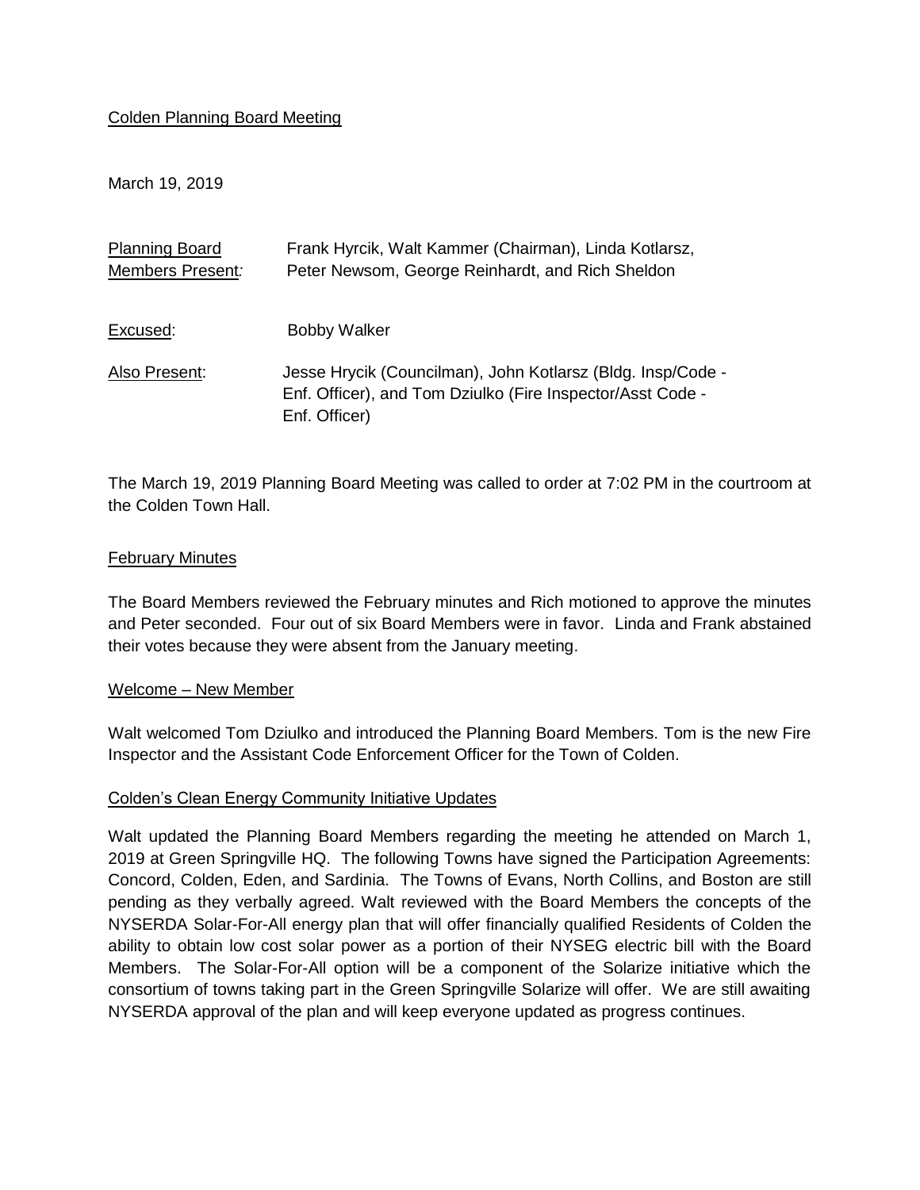Colden Planning Board Meeting

March 19, 2019

| | |
|---|---|
| Planning Board Members Present: | Frank Hyrcik, Walt Kammer (Chairman), Linda Kotlarsz, Peter Newsom, George Reinhardt, and Rich Sheldon |
| Excused: | Bobby Walker |
| Also Present: | Jesse Hrycik (Councilman), John Kotlarsz (Bldg. Insp/Code - Enf. Officer), and Tom Dziulko (Fire Inspector/Asst Code - Enf. Officer) |

The March 19, 2019 Planning Board Meeting was called to order at 7:02 PM in the courtroom at the Colden Town Hall.

## February Minutes

The Board Members reviewed the February minutes and Rich motioned to approve the minutes and Peter seconded. Four out of six Board Members were in favor. Linda and Frank abstained their votes because they were absent from the January meeting.

## Welcome – New Member

Walt welcomed Tom Dziulko and introduced the Planning Board Members. Tom is the new Fire Inspector and the Assistant Code Enforcement Officer for the Town of Colden.

## Colden's Clean Energy Community Initiative Updates

Walt updated the Planning Board Members regarding the meeting he attended on March 1, 2019 at Green Springville HQ. The following Towns have signed the Participation Agreements: Concord, Colden, Eden, and Sardinia. The Towns of Evans, North Collins, and Boston are still pending as they verbally agreed. Walt reviewed with the Board Members the concepts of the NYSERDA Solar-For-All energy plan that will offer financially qualified Residents of Colden the ability to obtain low cost solar power as a portion of their NYSEG electric bill with the Board Members. The Solar-For-All option will be a component of the Solarize initiative which the consortium of towns taking part in the Green Springville Solarize will offer. We are still awaiting NYSERDA approval of the plan and will keep everyone updated as progress continues.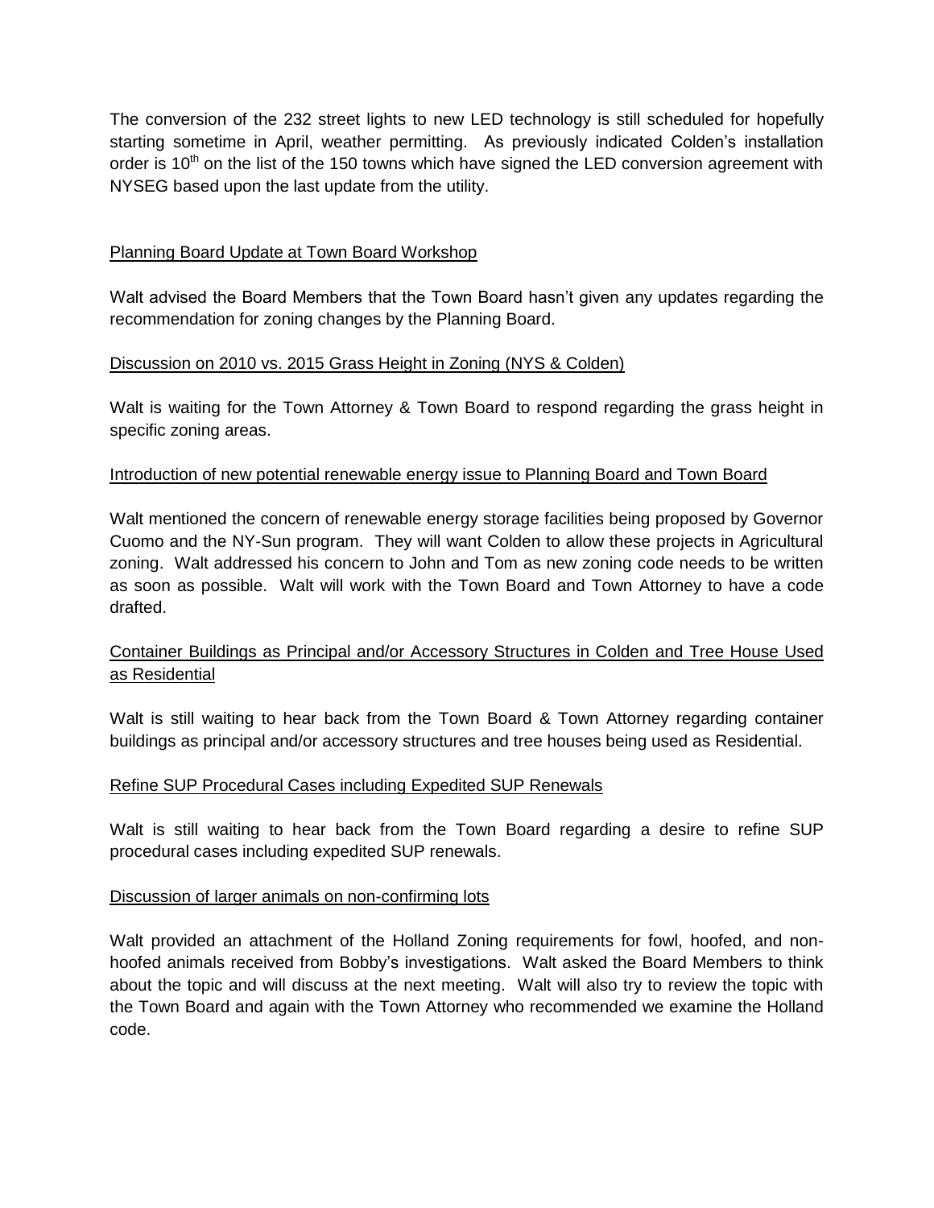The conversion of the 232 street lights to new LED technology is still scheduled for hopefully starting sometime in April, weather permitting. As previously indicated Colden's installation order is 10th on the list of the 150 towns which have signed the LED conversion agreement with NYSEG based upon the last update from the utility.

<u>Planning Board Update at Town Board Workshop</u>

Walt advised the Board Members that the Town Board hasn't given any updates regarding the recommendation for zoning changes by the Planning Board.

<u>Discussion on 2010 vs. 2015 Grass Height in Zoning (NYS & Colden)</u>

Walt is waiting for the Town Attorney & Town Board to respond regarding the grass height in specific zoning areas.

<u>Introduction of new potential renewable energy issue to Planning Board and Town Board</u>

Walt mentioned the concern of renewable energy storage facilities being proposed by Governor Cuomo and the NY-Sun program. They will want Colden to allow these projects in Agricultural zoning. Walt addressed his concern to John and Tom as new zoning code needs to be written as soon as possible. Walt will work with the Town Board and Town Attorney to have a code drafted.

<u>Container Buildings as Principal and/or Accessory Structures in Colden and Tree House Used as Residential</u>

Walt is still waiting to hear back from the Town Board & Town Attorney regarding container buildings as principal and/or accessory structures and tree houses being used as Residential.

<u>Refine SUP Procedural Cases including Expedited SUP Renewals</u>

Walt is still waiting to hear back from the Town Board regarding a desire to refine SUP procedural cases including expedited SUP renewals.

<u>Discussion of larger animals on non-confirming lots</u>

Walt provided an attachment of the Holland Zoning requirements for fowl, hoofed, and non-hoofed animals received from Bobby's investigations. Walt asked the Board Members to think about the topic and will discuss at the next meeting. Walt will also try to review the topic with the Town Board and again with the Town Attorney who recommended we examine the Holland code.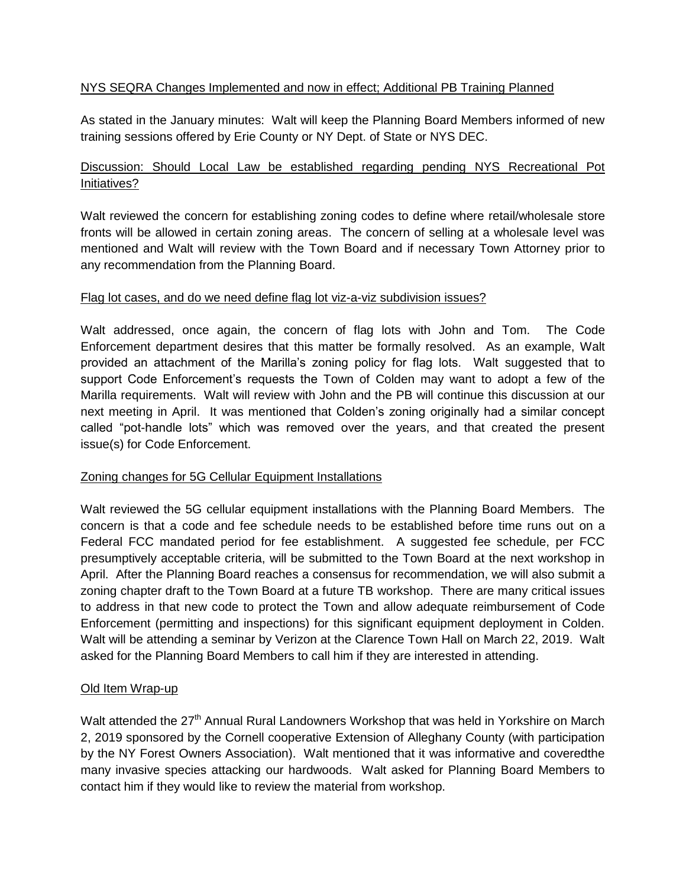NYS SEQRA Changes Implemented and now in effect; Additional PB Training Planned

As stated in the January minutes: Walt will keep the Planning Board Members informed of new training sessions offered by Erie County or NY Dept. of State or NYS DEC.

Discussion: Should Local Law be established regarding pending NYS Recreational Pot Initiatives?

Walt reviewed the concern for establishing zoning codes to define where retail/wholesale store fronts will be allowed in certain zoning areas. The concern of selling at a wholesale level was mentioned and Walt will review with the Town Board and if necessary Town Attorney prior to any recommendation from the Planning Board.

Flag lot cases, and do we need define flag lot viz-a-viz subdivision issues?

Walt addressed, once again, the concern of flag lots with John and Tom. The Code Enforcement department desires that this matter be formally resolved. As an example, Walt provided an attachment of the Marilla's zoning policy for flag lots. Walt suggested that to support Code Enforcement's requests the Town of Colden may want to adopt a few of the Marilla requirements. Walt will review with John and the PB will continue this discussion at our next meeting in April. It was mentioned that Colden's zoning originally had a similar concept called "pot-handle lots" which was removed over the years, and that created the present issue(s) for Code Enforcement.

Zoning changes for 5G Cellular Equipment Installations

Walt reviewed the 5G cellular equipment installations with the Planning Board Members. The concern is that a code and fee schedule needs to be established before time runs out on a Federal FCC mandated period for fee establishment. A suggested fee schedule, per FCC presumptively acceptable criteria, will be submitted to the Town Board at the next workshop in April. After the Planning Board reaches a consensus for recommendation, we will also submit a zoning chapter draft to the Town Board at a future TB workshop. There are many critical issues to address in that new code to protect the Town and allow adequate reimbursement of Code Enforcement (permitting and inspections) for this significant equipment deployment in Colden. Walt will be attending a seminar by Verizon at the Clarence Town Hall on March 22, 2019. Walt asked for the Planning Board Members to call him if they are interested in attending.

Old Item Wrap-up

Walt attended the 27th Annual Rural Landowners Workshop that was held in Yorkshire on March 2, 2019 sponsored by the Cornell cooperative Extension of Alleghany County (with participation by the NY Forest Owners Association). Walt mentioned that it was informative and coveredthe many invasive species attacking our hardwoods. Walt asked for Planning Board Members to contact him if they would like to review the material from workshop.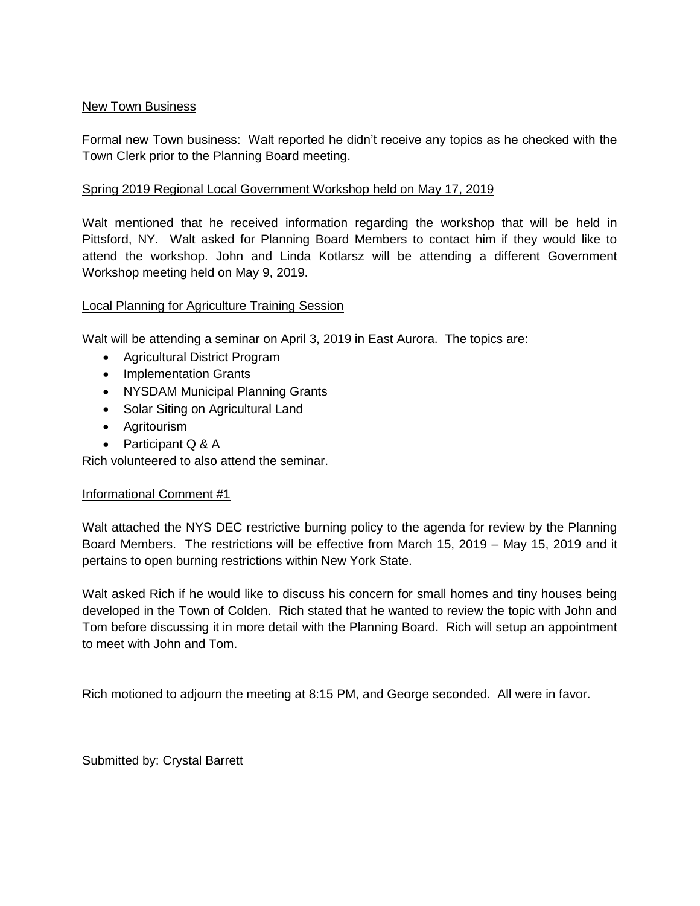New Town Business

Formal new Town business: Walt reported he didn't receive any topics as he checked with the Town Clerk prior to the Planning Board meeting.

Spring 2019 Regional Local Government Workshop held on May 17, 2019

Walt mentioned that he received information regarding the workshop that will be held in Pittsford, NY. Walt asked for Planning Board Members to contact him if they would like to attend the workshop. John and Linda Kotlarsz will be attending a different Government Workshop meeting held on May 9, 2019.

Local Planning for Agriculture Training Session

Walt will be attending a seminar on April 3, 2019 in East Aurora. The topics are:

- Agricultural District Program
- Implementation Grants
- NYSDAM Municipal Planning Grants
- Solar Siting on Agricultural Land
- Agritourism
- Participant Q & A

Rich volunteered to also attend the seminar.

Informational Comment #1

Walt attached the NYS DEC restrictive burning policy to the agenda for review by the Planning Board Members. The restrictions will be effective from March 15, 2019 – May 15, 2019 and it pertains to open burning restrictions within New York State.

Walt asked Rich if he would like to discuss his concern for small homes and tiny houses being developed in the Town of Colden. Rich stated that he wanted to review the topic with John and Tom before discussing it in more detail with the Planning Board. Rich will setup an appointment to meet with John and Tom.

Rich motioned to adjourn the meeting at 8:15 PM, and George seconded. All were in favor.

Submitted by: Crystal Barrett